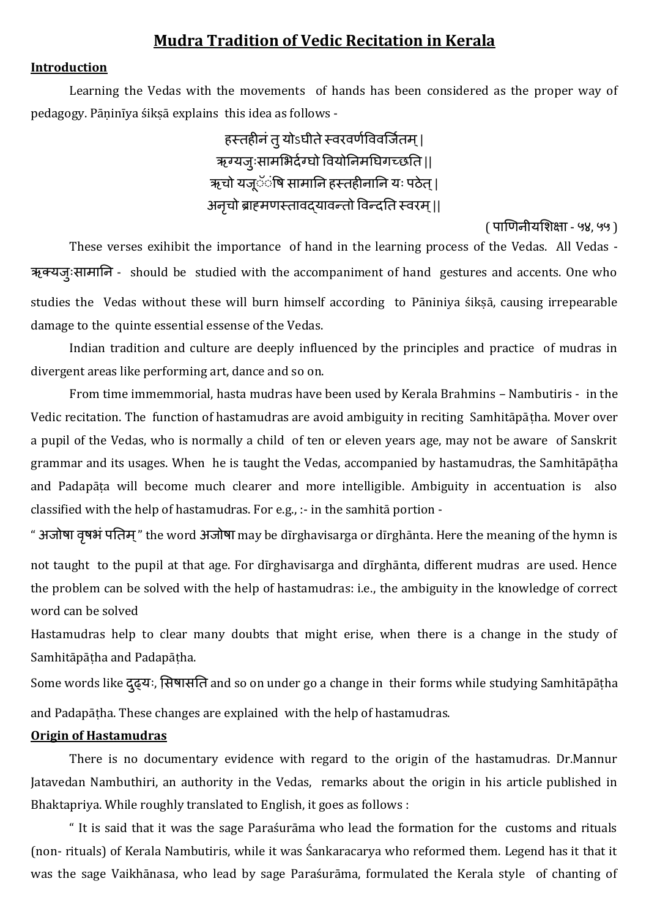# Mudra Tradition of Vedic Recitation in Kerala

## Introduction

Learning the Vedas with the movements of hands has been considered as the proper way of pedagogy. Pāṇinīya śikṣā explains this idea as follows -

हस्तहीनं तु योऽधीते स्वरवर्णविवर्जितम् |
ऋग्यजुःसामभिर्दग्धो वियोनिमधिगच्छति ||
ऋचो यजूंषि सामानि हस्तहीनानि यः पठेत् |
अनृचो ब्राह्मणस्तावद्यावन्तो विन्दति स्वरम् ||

( पाणिनीयशिक्षा - ५४, ५५ )

These verses exihibit the importance of hand in the learning process of the Vedas. All Vedas - ऋक्यजुःसामानि - should be studied with the accompaniment of hand gestures and accents. One who studies the Vedas without these will burn himself according to Pāniniya śikṣā, causing irrepearable damage to the quinte essential essense of the Vedas.

Indian tradition and culture are deeply influenced by the principles and practice of mudras in divergent areas like performing art, dance and so on.

From time immemmorial, hasta mudras have been used by Kerala Brahmins – Nambutiris - in the Vedic recitation. The function of hastamudras are avoid ambiguity in reciting Samhitāpāṭha. Mover over a pupil of the Vedas, who is normally a child of ten or eleven years age, may not be aware of Sanskrit grammar and its usages. When he is taught the Vedas, accompanied by hastamudras, the Samhitāpāṭha and Padapāṭa will become much clearer and more intelligible. Ambiguity in accentuation is also classified with the help of hastamudras. For e.g., :- in the samhitā portion -

" अजोषा वृषभं पतिम् " the word अजोषा may be dīrghavisarga or dīrghānta. Here the meaning of the hymn is not taught to the pupil at that age. For dīrghavisarga and dīrghānta, different mudras are used. Hence the problem can be solved with the help of hastamudras: i.e., the ambiguity in the knowledge of correct word can be solved

Hastamudras help to clear many doubts that might erise, when there is a change in the study of Samhitāpāṭha and Padapāṭha.

Some words like दुढ्यः, सिषासति and so on under go a change in their forms while studying Samhitāpāṭha and Padapāṭha. These changes are explained with the help of hastamudras.

## Origin of Hastamudras

There is no documentary evidence with regard to the origin of the hastamudras. Dr.Mannur Jatavedan Nambuthiri, an authority in the Vedas, remarks about the origin in his article published in Bhaktapriya. While roughly translated to English, it goes as follows :

" It is said that it was the sage Paraśurāma who lead the formation for the customs and rituals (non- rituals) of Kerala Nambutiris, while it was Śankaracarya who reformed them. Legend has it that it was the sage Vaikhānasa, who lead by sage Paraśurāma, formulated the Kerala style of chanting of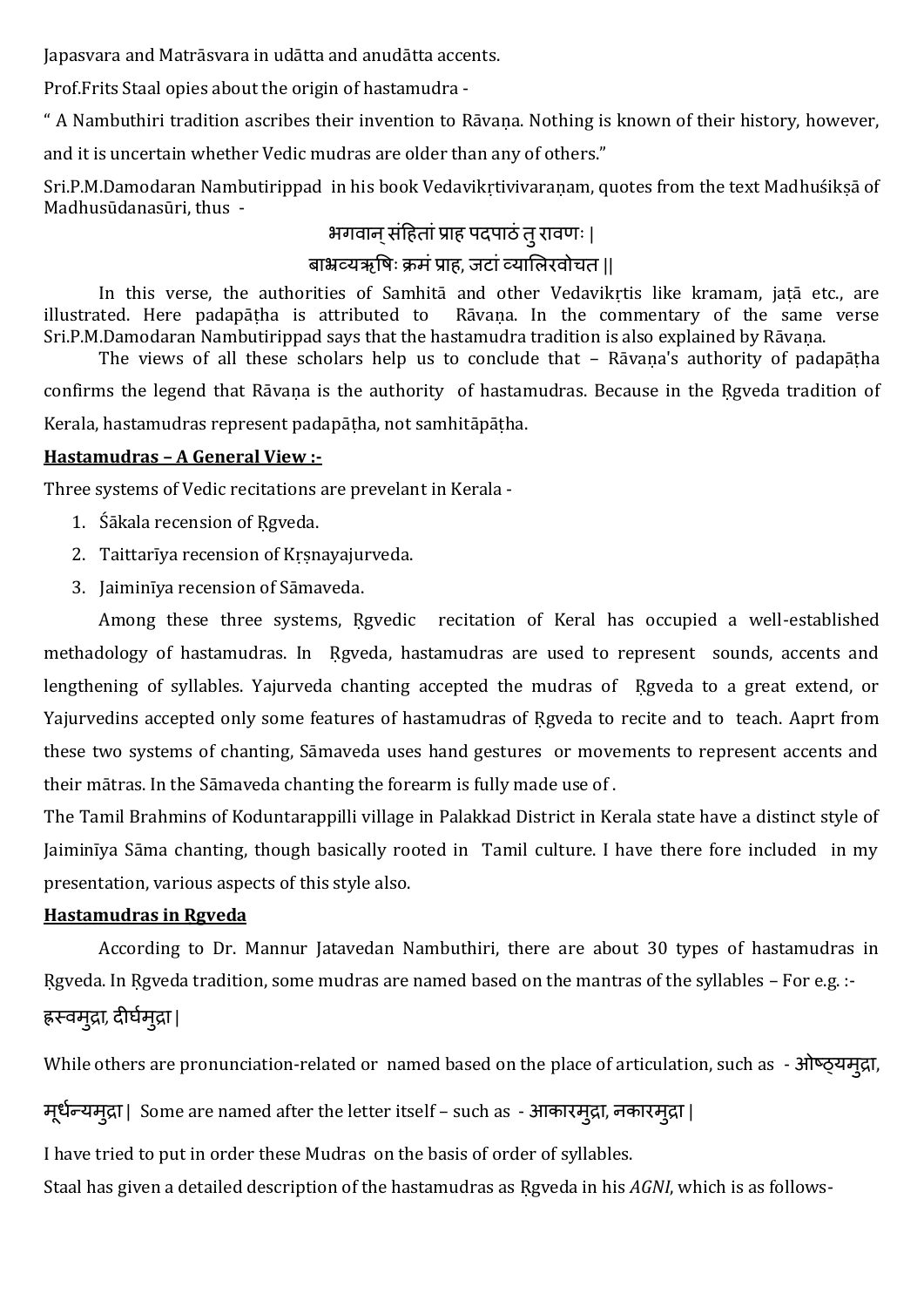Japasvara and Matrāsvara in udātta and anudātta accents.

Prof.Frits Staal opies about the origin of hastamudra -

" A Nambuthiri tradition ascribes their invention to Rāvaṇa. Nothing is known of their history, however, and it is uncertain whether Vedic mudras are older than any of others."

Sri.P.M.Damodaran Nambutirippad in his book Vedavikṛtivivaraṇam, quotes from the text Madhuśikṣā of Madhusūdanasūri, thus -

भगवान् संहितां प्राह पदपाठं तु रावणः |

बाभ्रव्यऋषिः क्रमं प्राह, जटां व्यालिरवोचत ||

In this verse, the authorities of Samhitā and other Vedavikṛtis like kramam, jaṭā etc., are illustrated. Here padapāṭha is attributed to Rāvaṇa. In the commentary of the same verse Sri.P.M.Damodaran Nambutirippad says that the hastamudra tradition is also explained by Rāvaṇa.

The views of all these scholars help us to conclude that – Rāvaṇa's authority of padapāṭha confirms the legend that Rāvaṇa is the authority of hastamudras. Because in the Ṛgveda tradition of Kerala, hastamudras represent padapāṭha, not samhitāpāṭha.

**Hastamudras – A General View :-**

Three systems of Vedic recitations are prevelant in Kerala -

1. Śākala recension of Ṛgveda.
2. Taittarīya recension of Kṛṣnayajurveda.
3. Jaiminīya recension of Sāmaveda.

Among these three systems, Ṛgvedic recitation of Keral has occupied a well-established methadology of hastamudras. In Ṛgveda, hastamudras are used to represent sounds, accents and lengthening of syllables. Yajurveda chanting accepted the mudras of Ṛgveda to a great extend, or Yajurvedins accepted only some features of hastamudras of Ṛgveda to recite and to teach. Aaprt from these two systems of chanting, Sāmaveda uses hand gestures or movements to represent accents and their mātras. In the Sāmaveda chanting the forearm is fully made use of .

The Tamil Brahmins of Koduntarappilli village in Palakkad District in Kerala state have a distinct style of Jaiminīya Sāma chanting, though basically rooted in Tamil culture. I have there fore included in my presentation, various aspects of this style also.

**Hastamudras in Rgveda**

According to Dr. Mannur Jatavedan Nambuthiri, there are about 30 types of hastamudras in Ṛgveda. In Ṛgveda tradition, some mudras are named based on the mantras of the syllables – For e.g. :- ह्रस्वमुद्रा, दीर्घमुद्रा |

While others are pronunciation-related or named based on the place of articulation, such as - ओष्ठ्यमुद्रा, मूर्धन्यमुद्रा | Some are named after the letter itself – such as - आकारमुद्रा, नकारमुद्रा |

I have tried to put in order these Mudras on the basis of order of syllables.

Staal has given a detailed description of the hastamudras as Ṛgveda in his *AGNI*, which is as follows-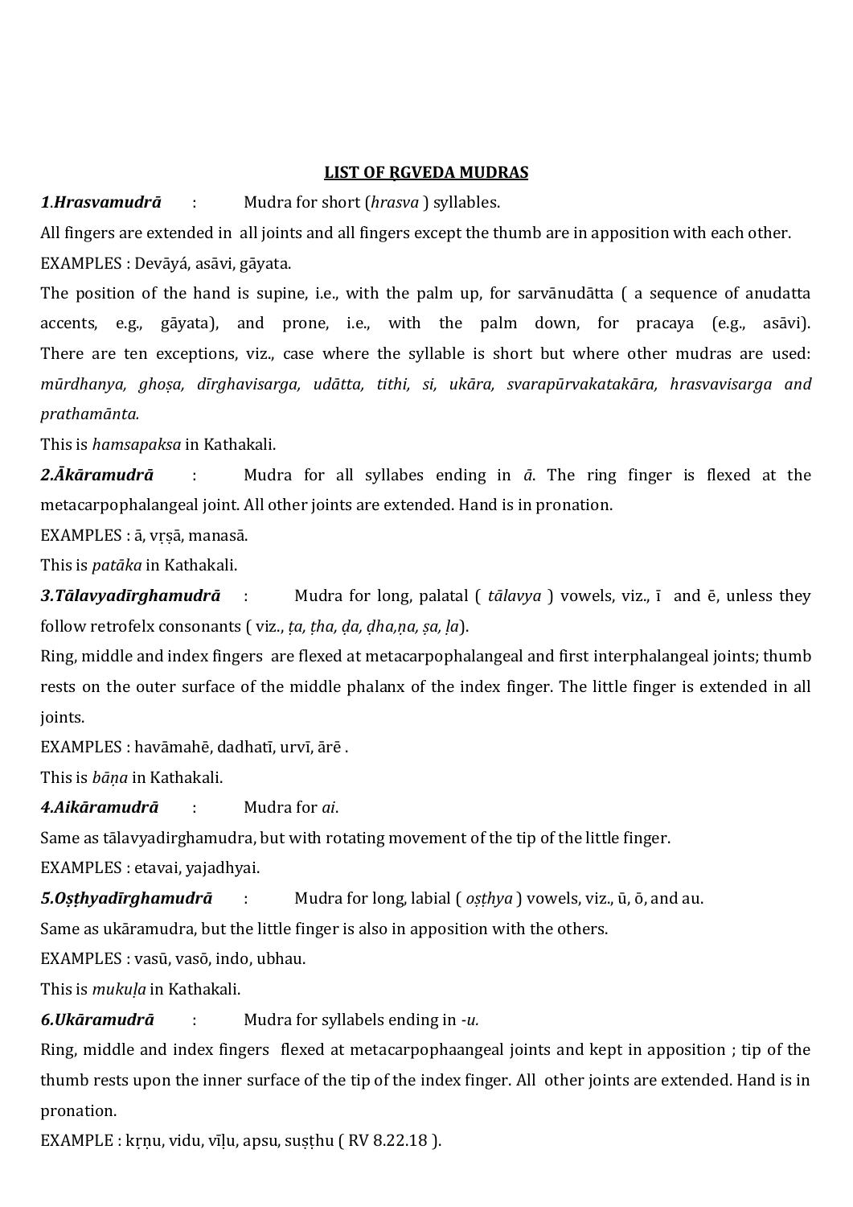## LIST OF ṚGVEDA MUDRAS

***1*.*Hrasvamudrā*** : Mudra for short (*hrasva* ) syllables.

All fingers are extended in all joints and all fingers except the thumb are in apposition with each other.

EXAMPLES : Devāyá, asāvi, gāyata.

The position of the hand is supine, i.e., with the palm up, for sarvānudātta ( a sequence of anudatta accents, e.g., gāyata), and prone, i.e., with the palm down, for pracaya (e.g., asāvi). There are ten exceptions, viz., case where the syllable is short but where other mudras are used: *mūrdhanya, ghoṣa, dīrghavisarga, udātta, tithi, si, ukāra, svarapūrvakatakāra, hrasvavisarga and prathamānta.*

This is *hamsapaksa* in Kathakali.

***2.Ākāramudrā*** : Mudra for all syllabes ending in *ā*. The ring finger is flexed at the metacarpophalangeal joint. All other joints are extended. Hand is in pronation.

EXAMPLES : ā, vṛṣā, manasā.

This is *patāka* in Kathakali.

***3.Tālavyadīrghamudrā*** : Mudra for long, palatal ( *tālavya* ) vowels, viz., ī and ē, unless they follow retrofelx consonants ( viz., *ṭa, ṭha, ḍa, ḍha,ṇa, ṣa, ḷa*).

Ring, middle and index fingers are flexed at metacarpophalangeal and first interphalangeal joints; thumb rests on the outer surface of the middle phalanx of the index finger. The little finger is extended in all joints.

EXAMPLES : havāmahē, dadhatī, urvī, ārē .

This is *bāṇa* in Kathakali.

***4.Aikāramudrā*** : Mudra for *ai*.

Same as tālavyadirghamudra, but with rotating movement of the tip of the little finger.

EXAMPLES : etavai, yajadhyai.

***5.Oṣṭhyadīrghamudrā*** : Mudra for long, labial ( *oṣṭhya* ) vowels, viz., ū, ō, and au.

Same as ukāramudra, but the little finger is also in apposition with the others.

EXAMPLES : vasū, vasō, indo, ubhau.

This is *mukuḷa* in Kathakali.

***6.Ukāramudrā*** : Mudra for syllabels ending in *-u.*

Ring, middle and index fingers flexed at metacarpophaangeal joints and kept in apposition ; tip of the thumb rests upon the inner surface of the tip of the index finger. All other joints are extended. Hand is in pronation.

EXAMPLE : kṛṇu, vidu, vīḷu, apsu, suṣṭhu ( RV 8.22.18 ).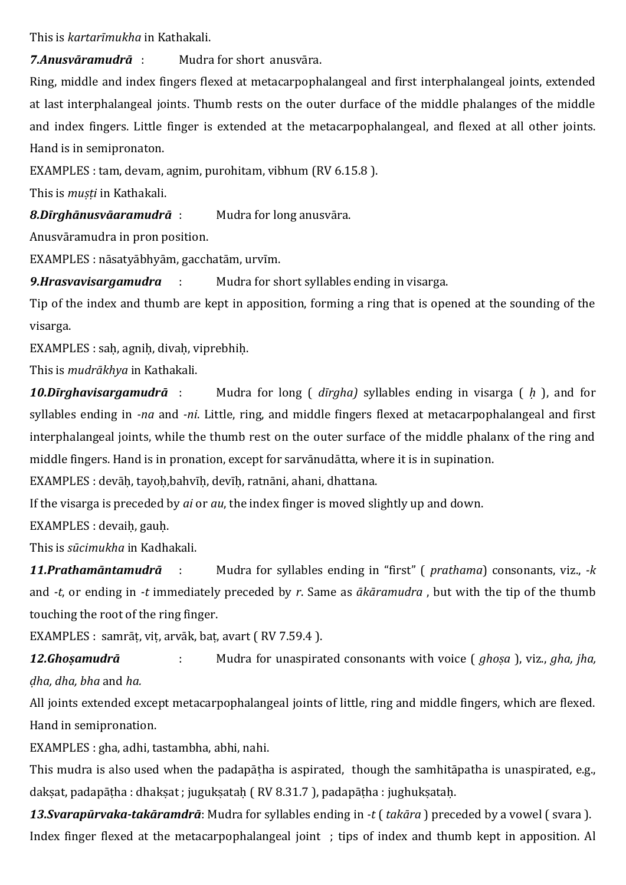This is *kartarīmukha* in Kathakali.

***7.Anusvāramudrā*** : Mudra for short anusvāra.

Ring, middle and index fingers flexed at metacarpophalangeal and first interphalangeal joints, extended at last interphalangeal joints. Thumb rests on the outer durface of the middle phalanges of the middle and index fingers. Little finger is extended at the metacarpophalangeal, and flexed at all other joints. Hand is in semipronaton.

EXAMPLES : tam, devam, agnim, purohitam, vibhum (RV 6.15.8 ).

This is *muṣṭi* in Kathakali.

***8.Dīrghānusvāaramudrā*** : Mudra for long anusvāra.

Anusvāramudra in pron position.

EXAMPLES : nāsatyābhyām, gacchatām, urvīm.

***9.Hrasvavisargamudra*** : Mudra for short syllables ending in visarga.

Tip of the index and thumb are kept in apposition, forming a ring that is opened at the sounding of the visarga.

EXAMPLES : saḥ, agniḥ, divaḥ, viprebhiḥ.

This is *mudrākhya* in Kathakali.

***10.Dīrghavisargamudrā*** : Mudra for long ( *dīrgha)* syllables ending in visarga ( *ḥ* ), and for syllables ending in *-na* and *-ni*. Little, ring, and middle fingers flexed at metacarpophalangeal and first interphalangeal joints, while the thumb rest on the outer surface of the middle phalanx of the ring and middle fingers. Hand is in pronation, except for sarvānudātta, where it is in supination.

EXAMPLES : devāḥ, tayoḥ,bahvīḥ, devīḥ, ratnāni, ahani, dhattana.

If the visarga is preceded by *ai* or *au*, the index finger is moved slightly up and down.

EXAMPLES : devaiḥ, gauḥ.

This is *sūcimukha* in Kadhakali.

***11.Prathamāntamudrā*** : Mudra for syllables ending in "first" ( *prathama*) consonants, viz., *-k* and *-t*, or ending in *-t* immediately preceded by *r*. Same as *ākāramudra* , but with the tip of the thumb touching the root of the ring finger.

EXAMPLES : samrāṭ, viṭ, arvāk, baṭ, avart ( RV 7.59.4 ).

***12.Ghoṣamudrā*** : Mudra for unaspirated consonants with voice ( *ghoṣa* ), viz., *gha, jha, ḍha, dha, bha* and *ha.*

All joints extended except metacarpophalangeal joints of little, ring and middle fingers, which are flexed. Hand in semipronation.

EXAMPLES : gha, adhi, tastambha, abhi, nahi.

This mudra is also used when the padapāṭha is aspirated, though the samhitāpatha is unaspirated, e.g., dakṣat, padapāṭha : dhakṣat ; jugukṣataḥ ( RV 8.31.7 ), padapāṭha : jughukṣataḥ.

***13.Svarapūrvaka-takāramdrā***: Mudra for syllables ending in *-t* ( *takāra* ) preceded by a vowel ( svara ).

Index finger flexed at the metacarpophalangeal joint ; tips of index and thumb kept in apposition. Al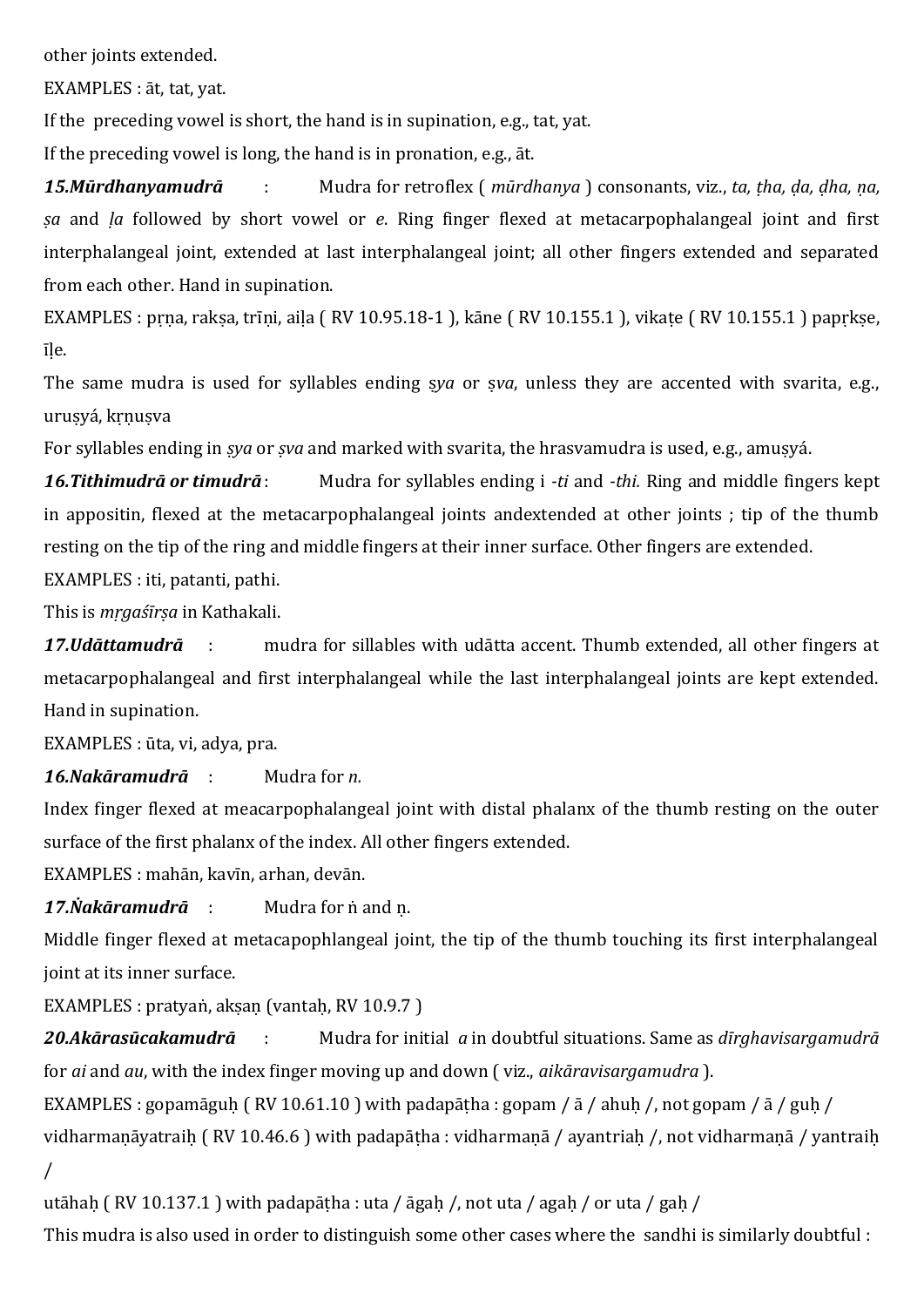other joints extended.

EXAMPLES : āt, tat, yat.

If the preceding vowel is short, the hand is in supination, e.g., tat, yat.

If the preceding vowel is long, the hand is in pronation, e.g., āt.

***15.Mūrdhanyamudrā*** : Mudra for retroflex ( *mūrdhanya* ) consonants, viz., *ta, ṭha, ḍa, ḍha, ṇa, ṣa* and *ḷa* followed by short vowel or *e*. Ring finger flexed at metacarpophalangeal joint and first interphalangeal joint, extended at last interphalangeal joint; all other fingers extended and separated from each other. Hand in supination.

EXAMPLES : pṛṇa, rakṣa, trīṇi, aiḷa ( RV 10.95.18-1 ), kāne ( RV 10.155.1 ), vikaṭe ( RV 10.155.1 ) papṛkṣe, īḷe.

The same mudra is used for syllables ending ṣ*ya* or ṣ*va*, unless they are accented with svarita, e.g., uruṣyá, kṛṇuṣva

For syllables ending in *ṣya* or *ṣva* and marked with svarita, the hrasvamudra is used, e.g., amuṣyá.

***16.Tithimudrā or timudrā*** : Mudra for syllables ending i *-ti* and *-thi.* Ring and middle fingers kept in appositin, flexed at the metacarpophalangeal joints andextended at other joints ; tip of the thumb resting on the tip of the ring and middle fingers at their inner surface. Other fingers are extended.

EXAMPLES : iti, patanti, pathi.

This is *mṛgaśīrṣa* in Kathakali.

***17.Udāttamudrā*** : mudra for sillables with udātta accent. Thumb extended, all other fingers at metacarpophalangeal and first interphalangeal while the last interphalangeal joints are kept extended. Hand in supination.

EXAMPLES : ūta, vi, adya, pra.

***16.Nakāramudrā*** : Mudra for *n.*

Index finger flexed at meacarpophalangeal joint with distal phalanx of the thumb resting on the outer surface of the first phalanx of the index. All other fingers extended.

EXAMPLES : mahān, kavīn, arhan, devān.

***17.Ṅakāramudrā*** : Mudra for ṅ and ṇ.

Middle finger flexed at metacapophlangeal joint, the tip of the thumb touching its first interphalangeal joint at its inner surface.

EXAMPLES : pratyaṅ, akṣaṇ (vantaḥ, RV 10.9.7 )

***20.Akārasūcakamudrā*** : Mudra for initial *a* in doubtful situations. Same as *dīrghavisargamudrā* for *ai* and *au*, with the index finger moving up and down ( viz., *aikāravisargamudra* ).

EXAMPLES : gopamāguḥ ( RV 10.61.10 ) with padapāṭha : gopam / ā / ahuḥ /, not gopam / ā / guḥ /

vidharmaṇāyatraiḥ ( RV 10.46.6 ) with padapāṭha : vidharmaṇā / ayantriaḥ /, not vidharmaṇā / yantraiḥ /

utāhaḥ ( RV 10.137.1 ) with padapāṭha : uta / āgaḥ /, not uta / agaḥ / or uta / gaḥ /

This mudra is also used in order to distinguish some other cases where the sandhi is similarly doubtful :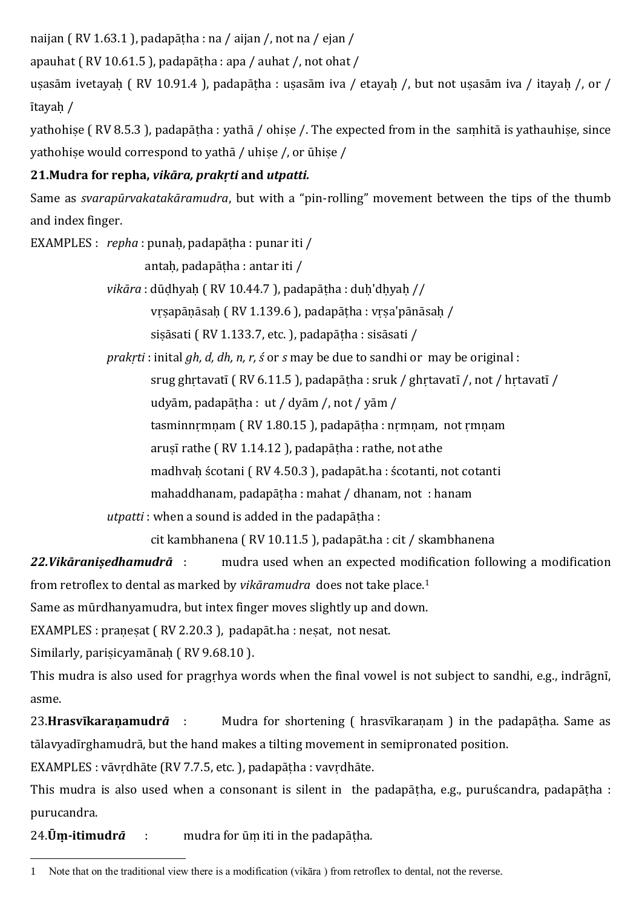naijan ( RV 1.63.1 ), padapāṭha : na / aijan /, not na / ejan /

apauhat ( RV 10.61.5 ), padapāṭha : apa / auhat /, not ohat /

uṣasām ivetayaḥ ( RV 10.91.4 ), padapāṭha : uṣasām iva / etayaḥ /, but not uṣasām iva / itayaḥ /, or / ītayaḥ /

yathohiṣe ( RV 8.5.3 ), padapāṭha : yathā / ohiṣe /. The expected from in the saṃhitā is yathauhiṣe, since yathohiṣe would correspond to yathā / uhiṣe /, or ūhiṣe /

**21.Mudra for repha, *vikāra, prakṛti* and *utpatti.***

Same as *svarapūrvakatakāramudra*, but with a "pin-rolling" movement between the tips of the thumb and index finger.

EXAMPLES : *repha* : punaḥ, padapāṭha : punar iti /

antaḥ, padapāṭha : antar iti /

*vikāra* : dūḍhyaḥ ( RV 10.44.7 ), padapāṭha : duḥ'dḥyaḥ //

vṛṣapāṇāsaḥ ( RV 1.139.6 ), padapāṭha : vṛṣa'pānāsaḥ /

siṣāsati ( RV 1.133.7, etc. ), padapāṭha : sisāsati /

*prakṛti* : inital *gh, d, dh, n, r, ś* or *s* may be due to sandhi or may be original :

srug ghṛtavatī ( RV 6.11.5 ), padapāṭha : sruk / ghṛtavatī /, not / hṛtavatī /

udyām, padapāṭha : ut / dyām /, not / yām /

tasminnṛmṇam ( RV 1.80.15 ), padapāṭha : nṛmṇam, not ṛmṇam

aruṣī rathe ( RV 1.14.12 ), padapāṭha : rathe, not athe

madhvaḥ ścotani ( RV 4.50.3 ), padapāt.ha : ścotanti, not cotanti

mahaddhanam, padapāṭha : mahat / dhanam, not : hanam

*utpatti* : when a sound is added in the padapāṭha :

cit kambhanena ( RV 10.11.5 ), padapāt.ha : cit / skambhanena

***22.Vikāraniṣedhamudrā*** : mudra used when an expected modification following a modification from retroflex to dental as marked by *vikāramudra* does not take place.[1]

Same as mūrdhanyamudra, but intex finger moves slightly up and down.

EXAMPLES : praṇeṣat ( RV 2.20.3 ), padapāt.ha : neṣat, not nesat.

Similarly, pariṣicyamānaḥ ( RV 9.68.10 ).

This mudra is also used for pragṛhya words when the final vowel is not subject to sandhi, e.g., indrāgnī, asme.

23.**Hrasvīkaraṇamudr*ā*** : Mudra for shortening ( hrasvīkaraṇam ) in the padapāṭha. Same as tālavyadīrghamudrā, but the hand makes a tilting movement in semipronated position.

EXAMPLES : vāvṛdhāte (RV 7.7.5, etc. ), padapāṭha : vavṛdhāte.

This mudra is also used when a consonant is silent in the padapāṭha, e.g., puruścandra, padapāṭha : purucandra.

24.**Ūṃ-itimudr*ā*** : mudra for ūṃ iti in the padapāṭha.

---

1 Note that on the traditional view there is a modification (vikāra ) from retroflex to dental, not the reverse.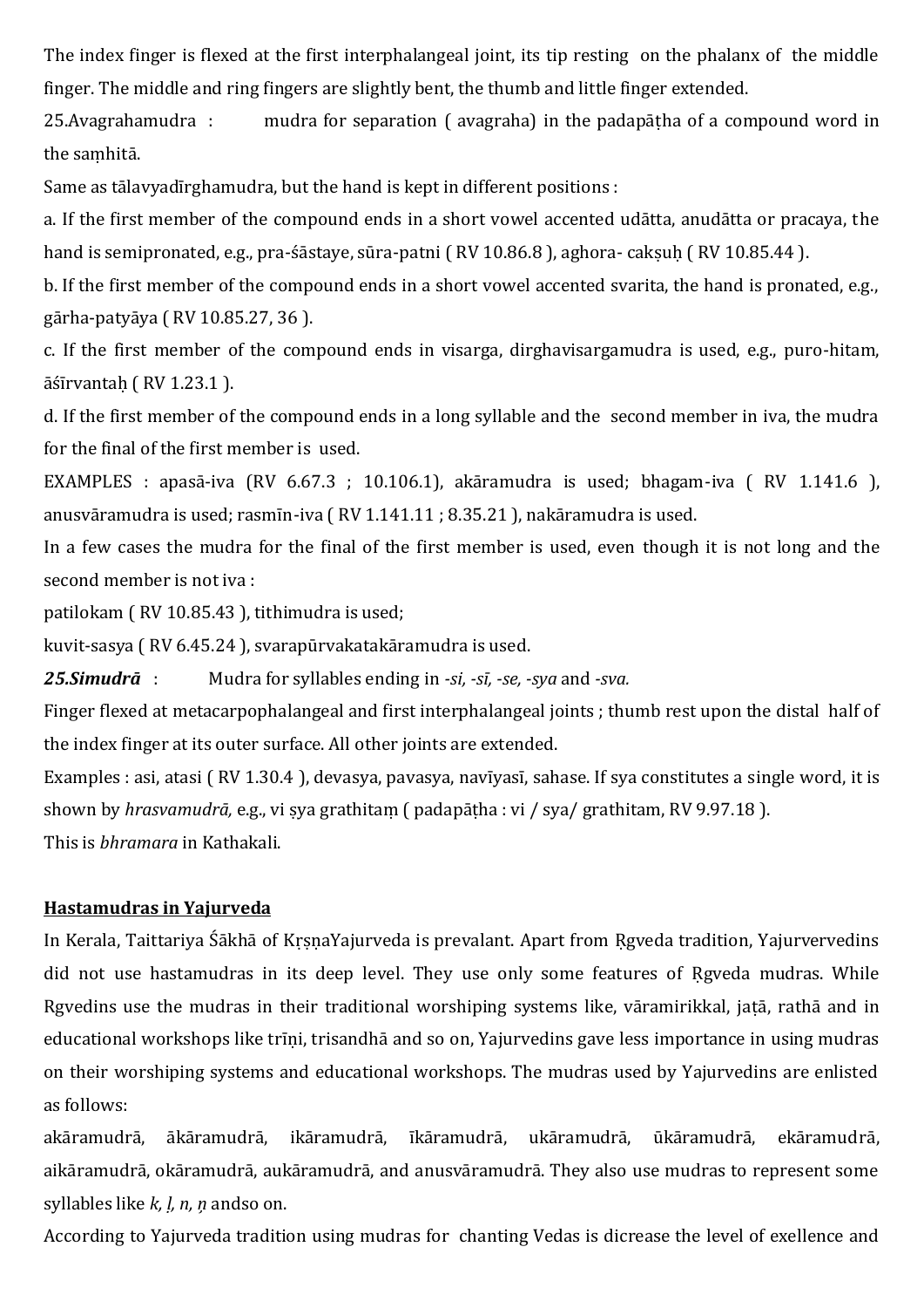The index finger is flexed at the first interphalangeal joint, its tip resting on the phalanx of the middle finger. The middle and ring fingers are slightly bent, the thumb and little finger extended.

25.Avagrahamudra : mudra for separation ( avagraha) in the padapāṭha of a compound word in the saṃhitā.

Same as tālavyadīrghamudra, but the hand is kept in different positions :

a. If the first member of the compound ends in a short vowel accented udātta, anudātta or pracaya, the hand is semipronated, e.g., pra-śāstaye, sūra-patni ( RV 10.86.8 ), aghora- cakṣuḥ ( RV 10.85.44 ).

b. If the first member of the compound ends in a short vowel accented svarita, the hand is pronated, e.g., gārha-patyāya ( RV 10.85.27, 36 ).

c. If the first member of the compound ends in visarga, dirghavisargamudra is used, e.g., puro-hitam, āśīrvantaḥ ( RV 1.23.1 ).

d. If the first member of the compound ends in a long syllable and the second member in iva, the mudra for the final of the first member is used.

EXAMPLES : apasā-iva (RV 6.67.3 ; 10.106.1), akāramudra is used; bhagam-iva ( RV 1.141.6 ), anusvāramudra is used; rasmīn-iva ( RV 1.141.11 ; 8.35.21 ), nakāramudra is used.

In a few cases the mudra for the final of the first member is used, even though it is not long and the second member is not iva :

patilokam ( RV 10.85.43 ), tithimudra is used;

kuvit-sasya ( RV 6.45.24 ), svarapūrvakatakāramudra is used.

***25.Simudrā*** : Mudra for syllables ending in *-si, -sī, -se, -sya* and *-sva.*

Finger flexed at metacarpophalangeal and first interphalangeal joints ; thumb rest upon the distal half of the index finger at its outer surface. All other joints are extended.

Examples : asi, atasi ( RV 1.30.4 ), devasya, pavasya, navīyasī, sahase. If sya constitutes a single word, it is shown by *hrasvamudrā,* e.g., vi ṣya grathitaṃ ( padapāṭha : vi / sya/ grathitam, RV 9.97.18 ).

This is *bhramara* in Kathakali.

## Hastamudras in Yajurveda

In Kerala, Taittariya Śākhā of KṛṣṇaYajurveda is prevalant. Apart from Ṛgveda tradition, Yajurvervedins did not use hastamudras in its deep level. They use only some features of Ṛgveda mudras. While Rgvedins use the mudras in their traditional worshiping systems like, vāramirikkal, jaṭā, rathā and in educational workshops like trīṇi, trisandhā and so on, Yajurvedins gave less importance in using mudras on their worshiping systems and educational workshops. The mudras used by Yajurvedins are enlisted as follows:

akāramudrā, ākāramudrā, ikāramudrā, īkāramudrā, ukāramudrā, ūkāramudrā, ekāramudrā, aikāramudrā, okāramudrā, aukāramudrā, and anusvāramudrā. They also use mudras to represent some syllables like *k, ḷ, n, ṇ* andso on.

According to Yajurveda tradition using mudras for chanting Vedas is dicrease the level of exellence and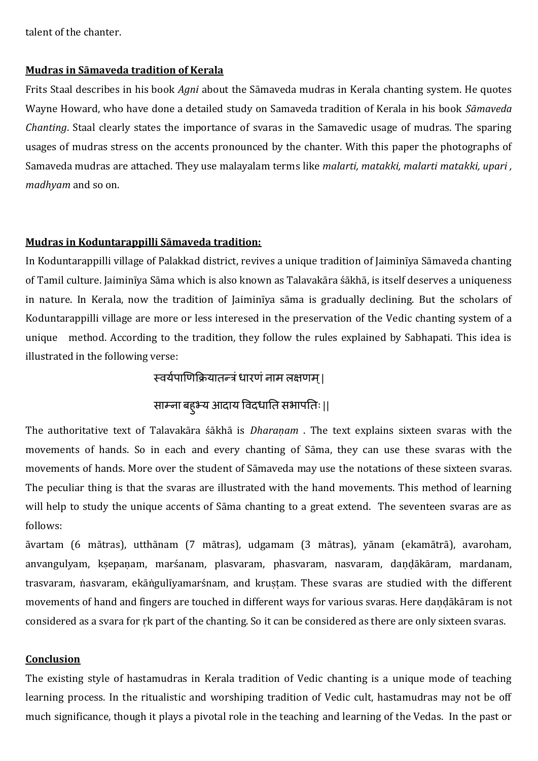talent of the chanter.

**Mudras in Sāmaveda tradition of Kerala**

Frits Staal describes in his book *Agni* about the Sāmaveda mudras in Kerala chanting system. He quotes Wayne Howard, who have done a detailed study on Samaveda tradition of Kerala in his book *Sāmaveda Chanting*. Staal clearly states the importance of svaras in the Samavedic usage of mudras. The sparing usages of mudras stress on the accents pronounced by the chanter. With this paper the photographs of Samaveda mudras are attached. They use malayalam terms like *malarti, matakki, malarti matakki, upari , madhyam* and so on.

**Mudras in Koduntarappilli Sāmaveda tradition:**

In Koduntarappilli village of Palakkad district, revives a unique tradition of Jaiminīya Sāmaveda chanting of Tamil culture. Jaiminīya Sāma which is also known as Talavakāra śākhā, is itself deserves a uniqueness in nature. In Kerala, now the tradition of Jaiminīya sāma is gradually declining. But the scholars of Koduntarappilli village are more or less interesed in the preservation of the Vedic chanting system of a unique method. According to the tradition, they follow the rules explained by Sabhapati. This idea is illustrated in the following verse:

स्वर्यपाणिक्रियातन्त्रं धारणं नाम लक्षणम् |

साम्ना बहुभ्य आदाय विदधाति सभापतिः ||

The authoritative text of Talavakāra śākhā is *Dharaṇam* . The text explains sixteen svaras with the movements of hands. So in each and every chanting of Sāma, they can use these svaras with the movements of hands. More over the student of Sāmaveda may use the notations of these sixteen svaras. The peculiar thing is that the svaras are illustrated with the hand movements. This method of learning will help to study the unique accents of Sāma chanting to a great extend. The seventeen svaras are as follows:

āvartam (6 mātras), utthānam (7 mātras), udgamam (3 mātras), yānam (ekamātrā), avaroham, anvangulyam, kṣepaṇam, marśanam, plasvaram, phasvaram, nasvaram, daṇḍākāram, mardanam, trasvaram, ṅasvaram, ekāṅgulīyamarśnam, and kruṣṭam. These svaras are studied with the different movements of hand and fingers are touched in different ways for various svaras. Here daṇḍākāram is not considered as a svara for ṛk part of the chanting. So it can be considered as there are only sixteen svaras.

**Conclusion**

The existing style of hastamudras in Kerala tradition of Vedic chanting is a unique mode of teaching learning process. In the ritualistic and worshiping tradition of Vedic cult, hastamudras may not be off much significance, though it plays a pivotal role in the teaching and learning of the Vedas. In the past or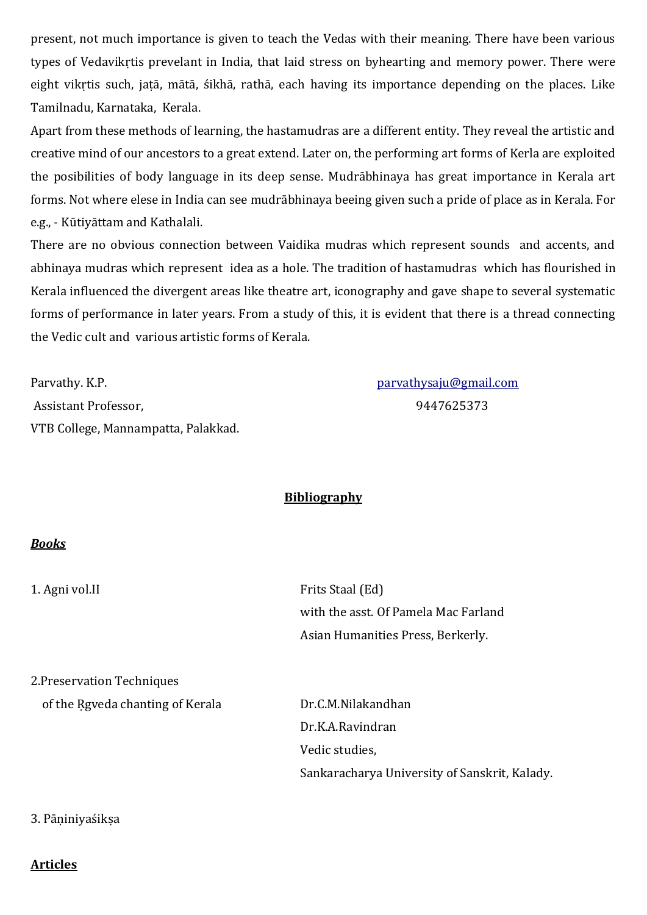present, not much importance is given to teach the Vedas with their meaning. There have been various types of Vedavikṛtis prevelant in India, that laid stress on byhearting and memory power. There were eight vikṛtis such, jaṭā, mātā, śikhā, rathā, each having its importance depending on the places. Like Tamilnadu, Karnataka, Kerala.

Apart from these methods of learning, the hastamudras are a different entity. They reveal the artistic and creative mind of our ancestors to a great extend. Later on, the performing art forms of Kerla are exploited the posibilities of body language in its deep sense. Mudrābhinaya has great importance in Kerala art forms. Not where elese in India can see mudrābhinaya beeing given such a pride of place as in Kerala. For e.g., - Kūtiyāttam and Kathalali.

There are no obvious connection between Vaidika mudras which represent sounds and accents, and abhinaya mudras which represent idea as a hole. The tradition of hastamudras which has flourished in Kerala influenced the divergent areas like theatre art, iconography and gave shape to several systematic forms of performance in later years. From a study of this, it is evident that there is a thread connecting the Vedic cult and various artistic forms of Kerala.

Parvathy. K.P.
Assistant Professor,
VTB College, Mannampatta, Palakkad.

parvathysaju@gmail.com
9447625373

## Bibliography

***Books***

1. Agni vol.II — Frits Staal (Ed)
   with the asst. Of Pamela Mac Farland
   Asian Humanities Press, Berkerly.

2. Preservation Techniques of the Ṛgveda chanting of Kerala — Dr.C.M.Nilakandhan
   Dr.K.A.Ravindran
   Vedic studies,
   Sankaracharya University of Sanskrit, Kalady.

3. Pāṇiniyaśikṣa

**Articles**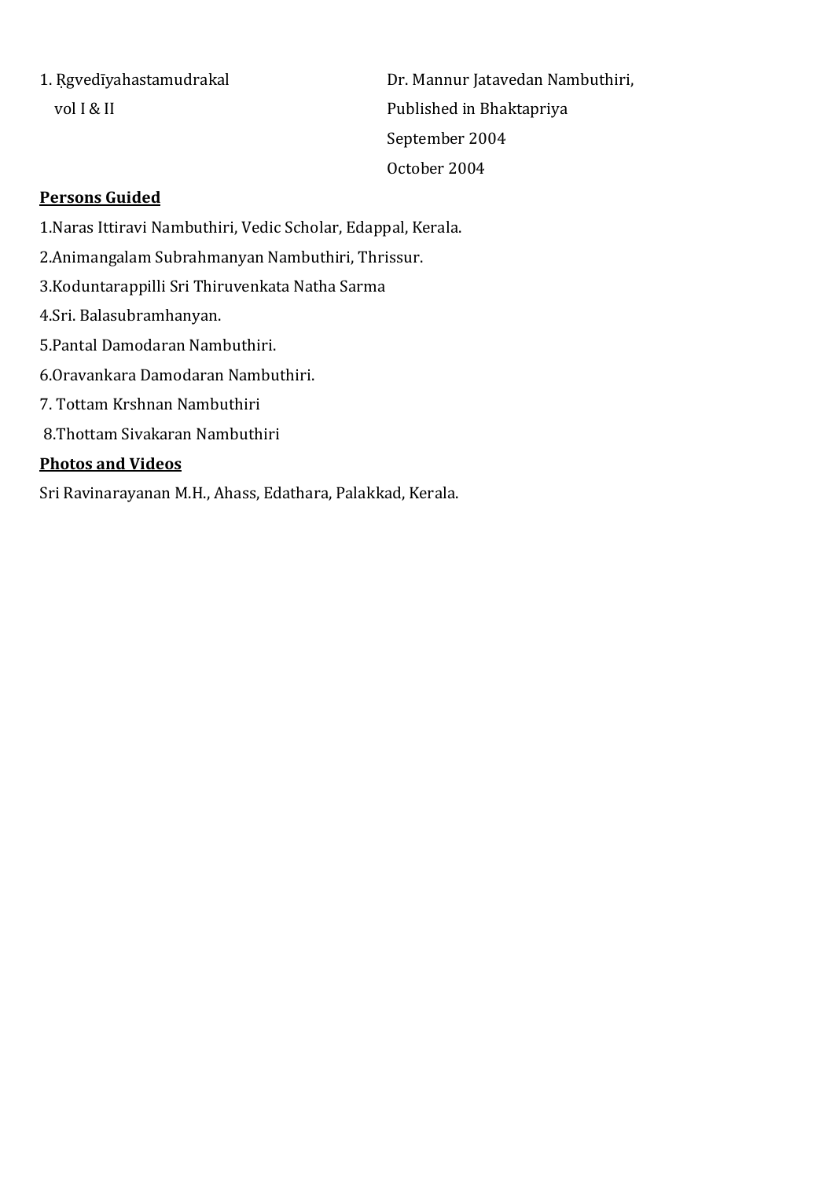| | |
|---|---|
| 1. Ṛgvedīyahastamudrakal vol I & II | Dr. Mannur Jatavedan Nambuthiri, Published in Bhaktapriya September 2004 October 2004 |

**Persons Guided**

1.Naras Ittiravi Nambuthiri, Vedic Scholar, Edappal, Kerala.

2.Animangalam Subrahmanyan Nambuthiri, Thrissur.

3.Koduntarappilli Sri Thiruvenkata Natha Sarma

4.Sri. Balasubramhanyan.

5.Pantal Damodaran Nambuthiri.

6.Oravankara Damodaran Nambuthiri.

7. Tottam Krshnan Nambuthiri

8.Thottam Sivakaran Nambuthiri

**Photos and Videos**

Sri Ravinarayanan M.H., Ahass, Edathara, Palakkad, Kerala.